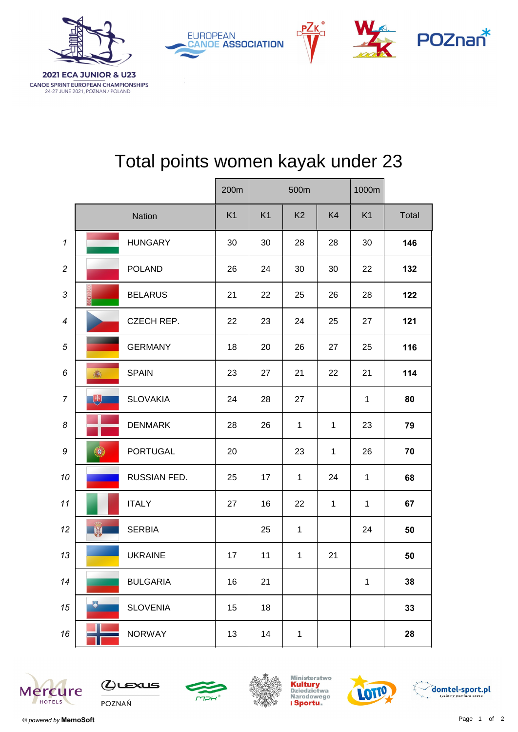2021 ECA JUNIOR & U23
CANOE SPRINT EUROPEAN CHAMPIONSHIPS
24-27 JUNE 2021, POZNAN / POLAND

# Total points women kayak under 23

| | Nation | 200m | 500m | | | 1000m | |
|---|---|---|---|---|---|---|---|
| | | K1 | K1 | K2 | K4 | K1 | Total |
| 1 | HUNGARY | 30 | 30 | 28 | 28 | 30 | **146** |
| 2 | POLAND | 26 | 24 | 30 | 30 | 22 | **132** |
| 3 | BELARUS | 21 | 22 | 25 | 26 | 28 | **122** |
| 4 | CZECH REP. | 22 | 23 | 24 | 25 | 27 | **121** |
| 5 | GERMANY | 18 | 20 | 26 | 27 | 25 | **116** |
| 6 | SPAIN | 23 | 27 | 21 | 22 | 21 | **114** |
| 7 | SLOVAKIA | 24 | 28 | 27 | | 1 | **80** |
| 8 | DENMARK | 28 | 26 | 1 | 1 | 23 | **79** |
| 9 | PORTUGAL | 20 | | 23 | 1 | 26 | **70** |
| 10 | RUSSIAN FED. | 25 | 17 | 1 | 24 | 1 | **68** |
| 11 | ITALY | 27 | 16 | 22 | 1 | 1 | **67** |
| 12 | SERBIA | | 25 | 1 | | 24 | **50** |
| 13 | UKRAINE | 17 | 11 | 1 | 21 | | **50** |
| 14 | BULGARIA | 16 | 21 | | | 1 | **38** |
| 15 | SLOVENIA | 15 | 18 | | | | **33** |
| 16 | NORWAY | 13 | 14 | 1 | | | **28** |

© *powered by* **MemoSoft**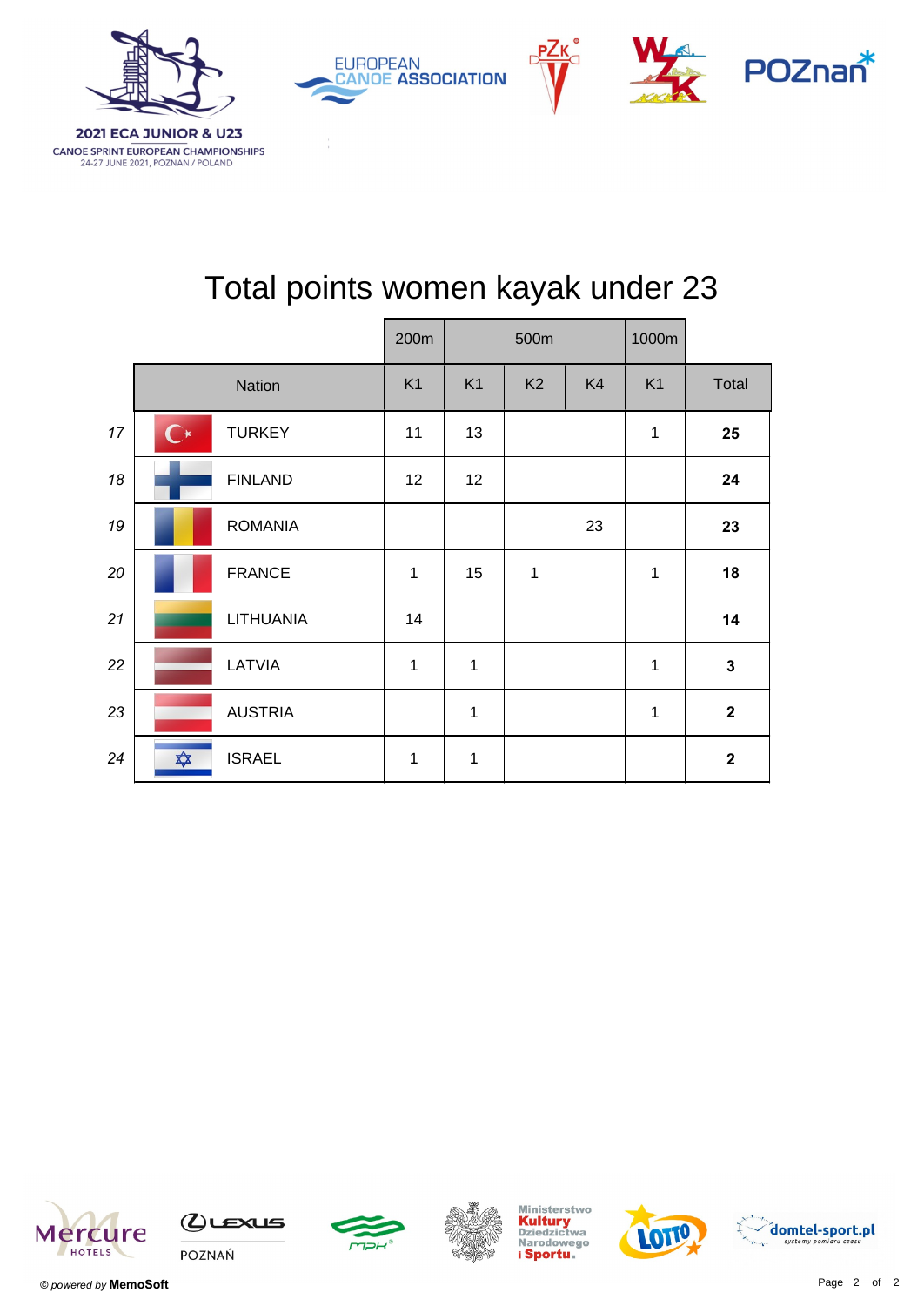2021 ECA JUNIOR & U23
CANOE SPRINT EUROPEAN CHAMPIONSHIPS
24-27 JUNE 2021, POZNAN / POLAND

# Total points women kayak under 23

| | | 200m | 500m | | | 1000m | |
|---|---|---|---|---|---|---|---|
| | Nation | K1 | K1 | K2 | K4 | K1 | Total |
| 17 | TURKEY | 11 | 13 | | | 1 | **25** |
| 18 | FINLAND | 12 | 12 | | | | **24** |
| 19 | ROMANIA | | | | 23 | | **23** |
| 20 | FRANCE | 1 | 15 | 1 | | 1 | **18** |
| 21 | LITHUANIA | 14 | | | | | **14** |
| 22 | LATVIA | 1 | 1 | | | 1 | **3** |
| 23 | AUSTRIA | | 1 | | | 1 | **2** |
| 24 | ISRAEL | 1 | 1 | | | | **2** |

*© powered by* **MemoSoft**